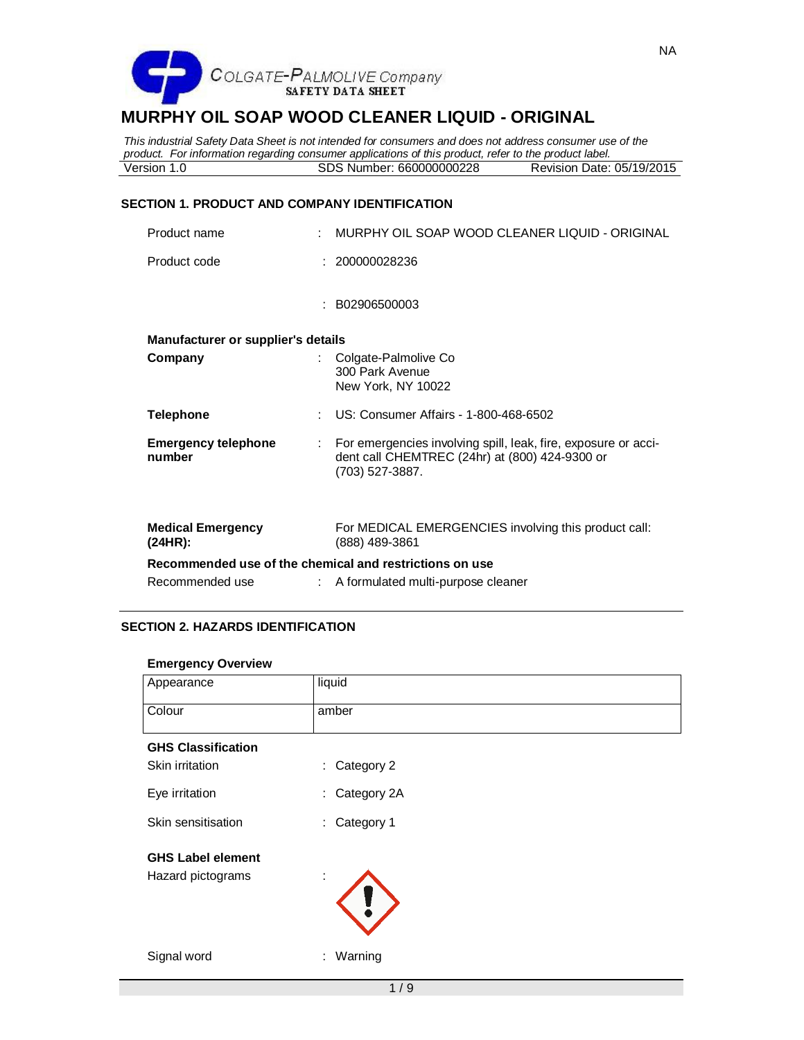NA

COLGATE-PALMOLIVE Company
SAFETY DATA SHEET

# MURPHY OIL SOAP WOOD CLEANER LIQUID - ORIGINAL

*This industrial Safety Data Sheet is not intended for consumers and does not address consumer use of the product. For information regarding consumer applications of this product, refer to the product label.*

| Version 1.0 | SDS Number: 660000000228 | Revision Date: 05/19/2015 |
|---|---|---|

## SECTION 1. PRODUCT AND COMPANY IDENTIFICATION

Product name : MURPHY OIL SOAP WOOD CLEANER LIQUID - ORIGINAL

Product code : 200000028236

: B02906500003

**Manufacturer or supplier's details**

**Company** : Colgate-Palmolive Co
300 Park Avenue
New York, NY 10022

**Telephone** : US: Consumer Affairs - 1-800-468-6502

**Emergency telephone number** : For emergencies involving spill, leak, fire, exposure or accident call CHEMTREC (24hr) at (800) 424-9300 or (703) 527-3887.

**Medical Emergency (24HR):** For MEDICAL EMERGENCIES involving this product call: (888) 489-3861

**Recommended use of the chemical and restrictions on use**

Recommended use : A formulated multi-purpose cleaner

## SECTION 2. HAZARDS IDENTIFICATION

**Emergency Overview**

| Appearance | liquid |
|---|---|
| Colour | amber |

**GHS Classification**

Skin irritation : Category 2

Eye irritation : Category 2A

Skin sensitisation : Category 1

**GHS Label element**

Hazard pictograms :

Signal word : Warning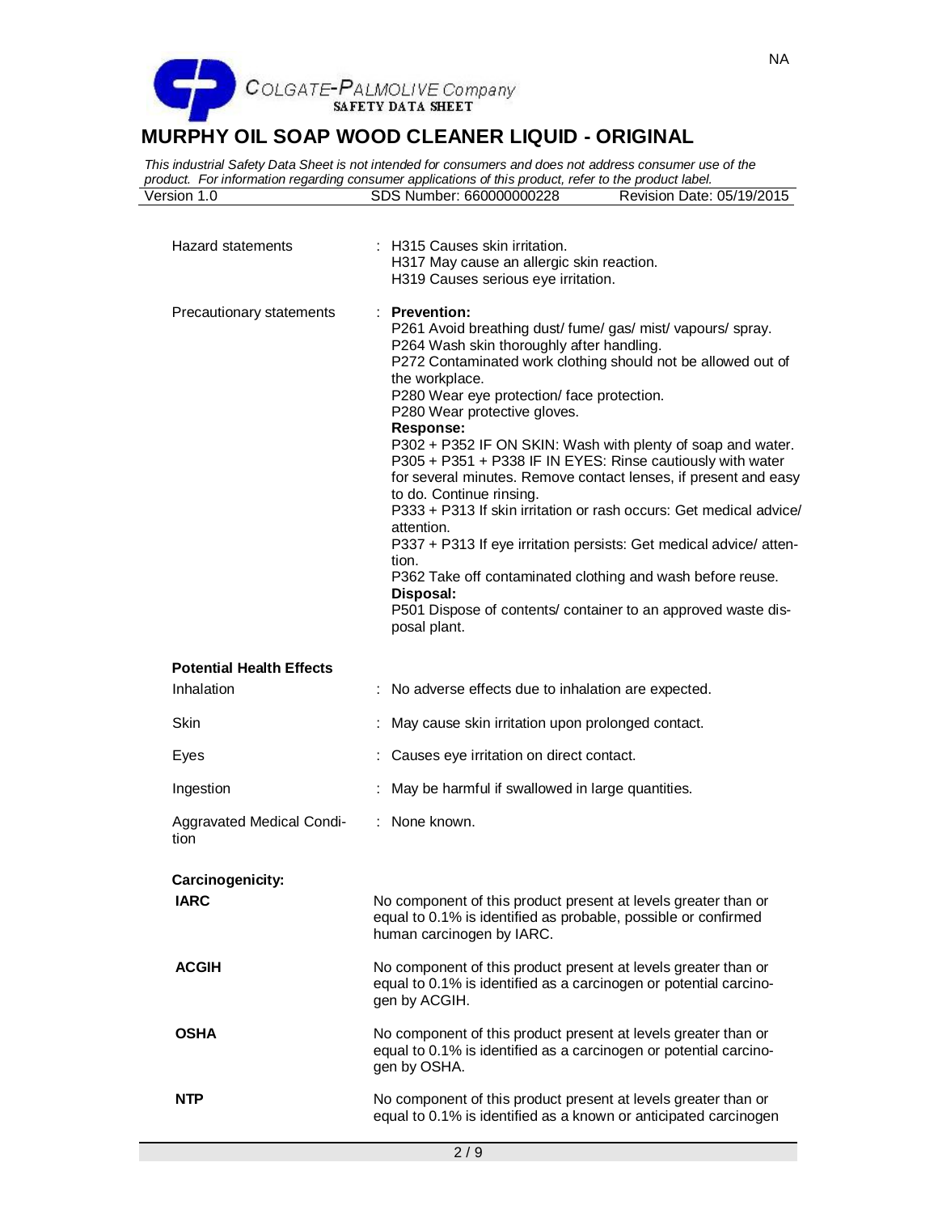| | |
|---|---|
| Hazard statements | : H315 Causes skin irritation.<br>H317 May cause an allergic skin reaction.<br>H319 Causes serious eye irritation. |
| Precautionary statements | : **Prevention:**<br>P261 Avoid breathing dust/ fume/ gas/ mist/ vapours/ spray.<br>P264 Wash skin thoroughly after handling.<br>P272 Contaminated work clothing should not be allowed out of the workplace.<br>P280 Wear eye protection/ face protection.<br>P280 Wear protective gloves.<br>**Response:**<br>P302 + P352 IF ON SKIN: Wash with plenty of soap and water.<br>P305 + P351 + P338 IF IN EYES: Rinse cautiously with water for several minutes. Remove contact lenses, if present and easy to do. Continue rinsing.<br>P333 + P313 If skin irritation or rash occurs: Get medical advice/ attention.<br>P337 + P313 If eye irritation persists: Get medical advice/ attention.<br>P362 Take off contaminated clothing and wash before reuse.<br>**Disposal:**<br>P501 Dispose of contents/ container to an approved waste disposal plant. |

**Potential Health Effects**

| | |
|---|---|
| Inhalation | : No adverse effects due to inhalation are expected. |
| Skin | : May cause skin irritation upon prolonged contact. |
| Eyes | : Causes eye irritation on direct contact. |
| Ingestion | : May be harmful if swallowed in large quantities. |
| Aggravated Medical Condition | : None known. |

**Carcinogenicity:**

| | |
|---|---|
| **IARC** | No component of this product present at levels greater than or equal to 0.1% is identified as probable, possible or confirmed human carcinogen by IARC. |
| **ACGIH** | No component of this product present at levels greater than or equal to 0.1% is identified as a carcinogen or potential carcinogen by ACGIH. |
| **OSHA** | No component of this product present at levels greater than or equal to 0.1% is identified as a carcinogen or potential carcinogen by OSHA. |
| **NTP** | No component of this product present at levels greater than or equal to 0.1% is identified as a known or anticipated carcinogen |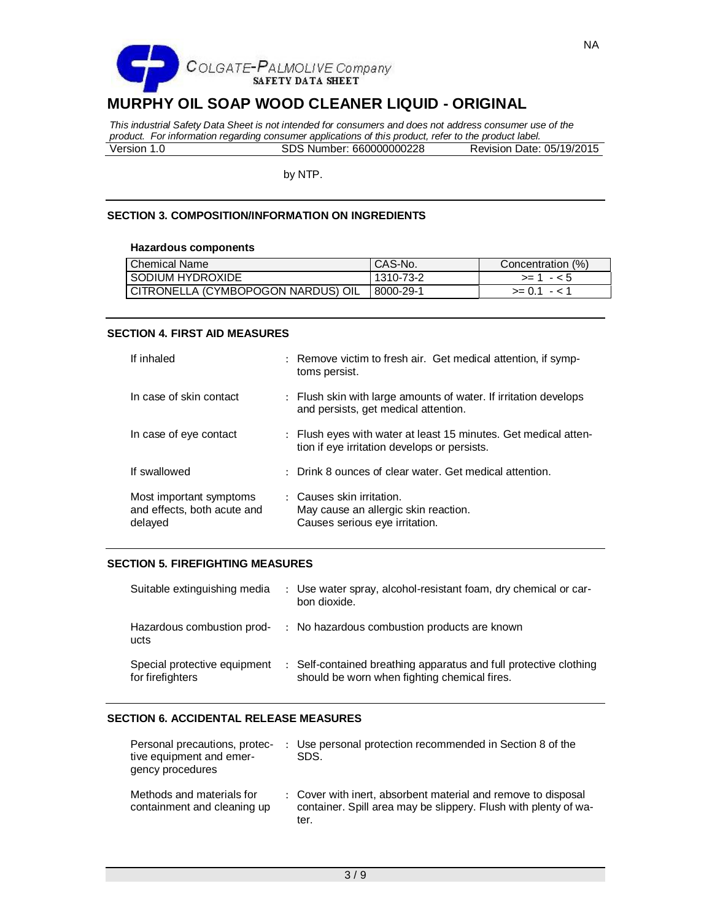by NTP.

## SECTION 3. COMPOSITION/INFORMATION ON INGREDIENTS

**Hazardous components**

| Chemical Name | CAS-No. | Concentration (%) |
|---|---|---|
| SODIUM HYDROXIDE | 1310-73-2 | >= 1 - < 5 |
| CITRONELLA (CYMBOPOGON NARDUS) OIL | 8000-29-1 | >= 0.1 - < 1 |

## SECTION 4. FIRST AID MEASURES

| | |
|---|---|
| If inhaled | : Remove victim to fresh air. Get medical attention, if symptoms persist. |
| In case of skin contact | : Flush skin with large amounts of water. If irritation develops and persists, get medical attention. |
| In case of eye contact | : Flush eyes with water at least 15 minutes. Get medical attention if eye irritation develops or persists. |
| If swallowed | : Drink 8 ounces of clear water. Get medical attention. |
| Most important symptoms and effects, both acute and delayed | : Causes skin irritation.<br>May cause an allergic skin reaction.<br>Causes serious eye irritation. |

## SECTION 5. FIREFIGHTING MEASURES

| | |
|---|---|
| Suitable extinguishing media | : Use water spray, alcohol-resistant foam, dry chemical or carbon dioxide. |
| Hazardous combustion products | : No hazardous combustion products are known |
| Special protective equipment for firefighters | : Self-contained breathing apparatus and full protective clothing should be worn when fighting chemical fires. |

## SECTION 6. ACCIDENTAL RELEASE MEASURES

| | |
|---|---|
| Personal precautions, protective equipment and emergency procedures | : Use personal protection recommended in Section 8 of the SDS. |
| Methods and materials for containment and cleaning up | : Cover with inert, absorbent material and remove to disposal container. Spill area may be slippery. Flush with plenty of water. |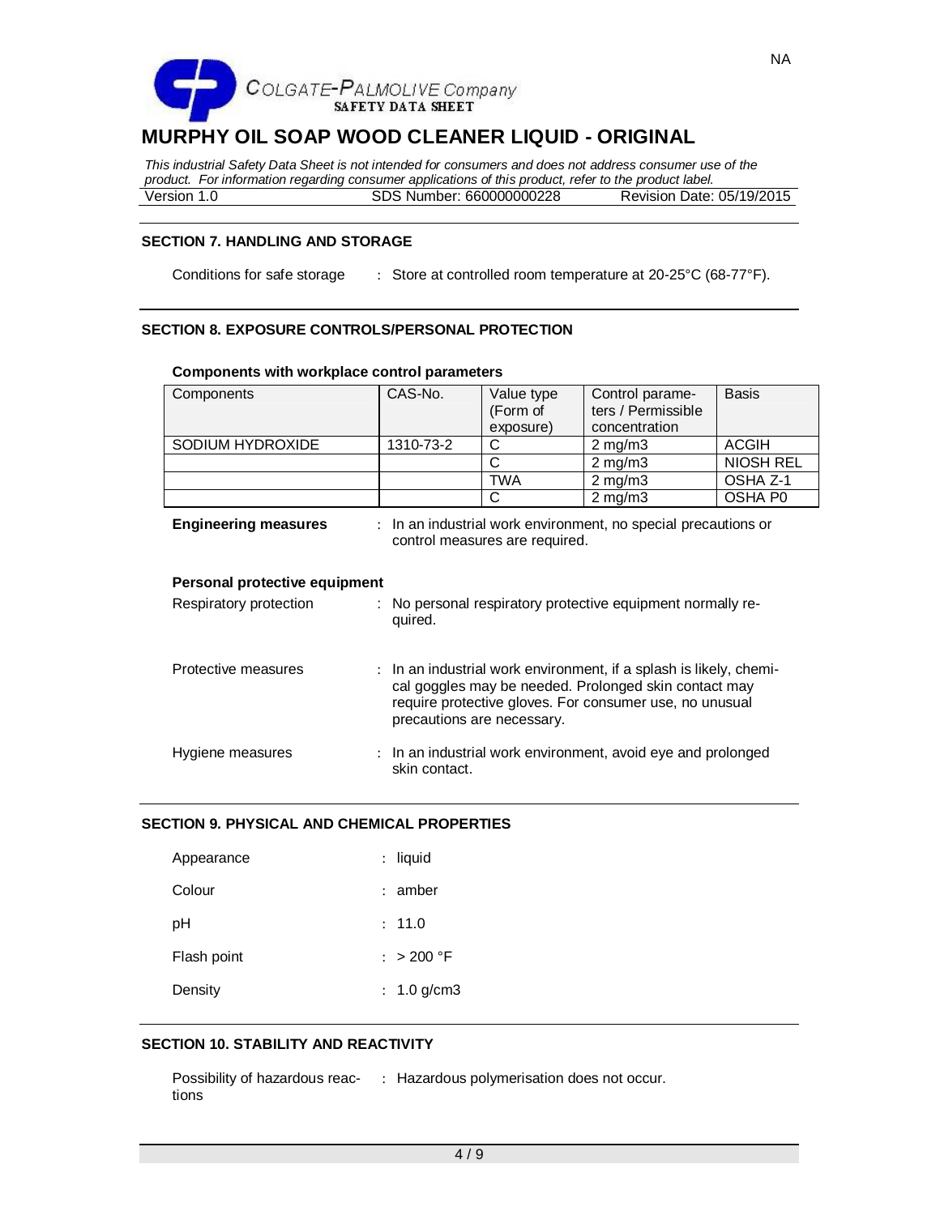## SECTION 7. HANDLING AND STORAGE

Conditions for safe storage : Store at controlled room temperature at 20-25°C (68-77°F).

## SECTION 8. EXPOSURE CONTROLS/PERSONAL PROTECTION

**Components with workplace control parameters**

| Components | CAS-No. | Value type (Form of exposure) | Control parameters / Permissible concentration | Basis |
|---|---|---|---|---|
| SODIUM HYDROXIDE | 1310-73-2 | C | 2 mg/m3 | ACGIH |
| | | C | 2 mg/m3 | NIOSH REL |
| | | TWA | 2 mg/m3 | OSHA Z-1 |
| | | C | 2 mg/m3 | OSHA P0 |

**Engineering measures** : In an industrial work environment, no special precautions or control measures are required.

**Personal protective equipment**

Respiratory protection : No personal respiratory protective equipment normally required.

Protective measures : In an industrial work environment, if a splash is likely, chemical goggles may be needed. Prolonged skin contact may require protective gloves. For consumer use, no unusual precautions are necessary.

Hygiene measures : In an industrial work environment, avoid eye and prolonged skin contact.

## SECTION 9. PHYSICAL AND CHEMICAL PROPERTIES

Appearance : liquid

Colour : amber

pH : 11.0

Flash point : > 200 °F

Density : 1.0 g/cm3

## SECTION 10. STABILITY AND REACTIVITY

Possibility of hazardous reactions : Hazardous polymerisation does not occur.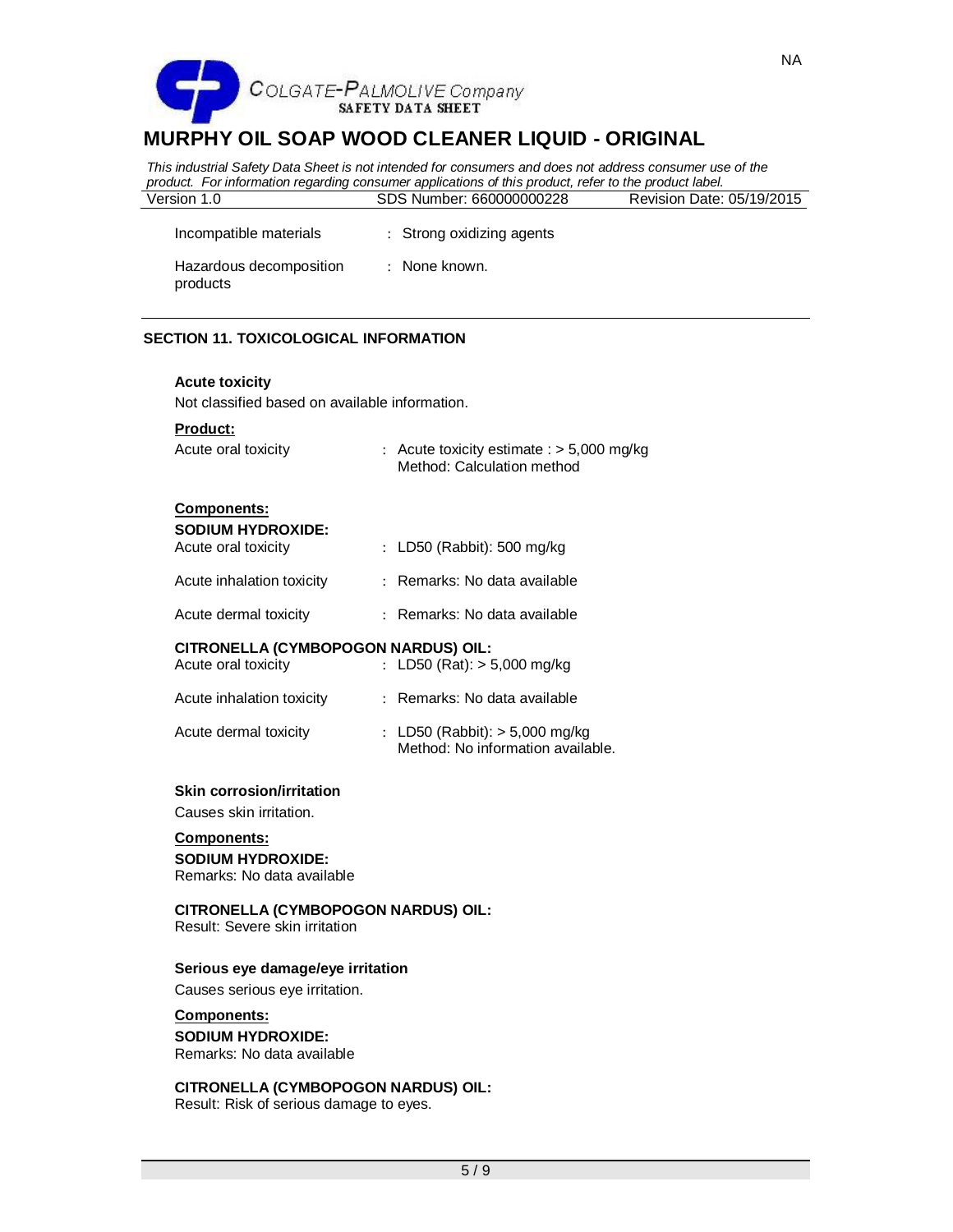| | |
|---|---|
| Incompatible materials | : Strong oxidizing agents |
| Hazardous decomposition products | : None known. |

## SECTION 11. TOXICOLOGICAL INFORMATION

**Acute toxicity**

Not classified based on available information.

**Product:**

| | |
|---|---|
| Acute oral toxicity | : Acute toxicity estimate : > 5,000 mg/kg<br>Method: Calculation method |

**Components:**

**SODIUM HYDROXIDE:**

| | |
|---|---|
| Acute oral toxicity | : LD50 (Rabbit): 500 mg/kg |
| Acute inhalation toxicity | : Remarks: No data available |
| Acute dermal toxicity | : Remarks: No data available |

**CITRONELLA (CYMBOPOGON NARDUS) OIL:**

| | |
|---|---|
| Acute oral toxicity | : LD50 (Rat): > 5,000 mg/kg |
| Acute inhalation toxicity | : Remarks: No data available |
| Acute dermal toxicity | : LD50 (Rabbit): > 5,000 mg/kg<br>Method: No information available. |

**Skin corrosion/irritation**

Causes skin irritation.

**Components:**

**SODIUM HYDROXIDE:**
Remarks: No data available

**CITRONELLA (CYMBOPOGON NARDUS) OIL:**
Result: Severe skin irritation

**Serious eye damage/eye irritation**

Causes serious eye irritation.

**Components:**

**SODIUM HYDROXIDE:**
Remarks: No data available

**CITRONELLA (CYMBOPOGON NARDUS) OIL:**
Result: Risk of serious damage to eyes.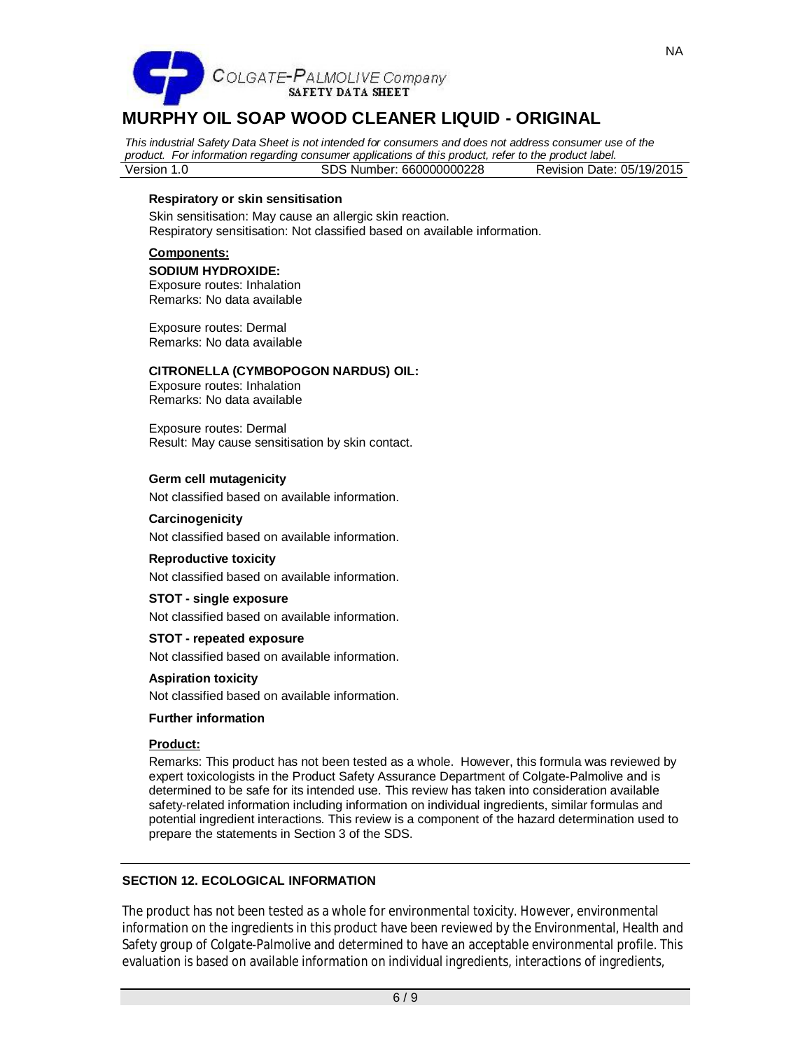**Respiratory or skin sensitisation**

Skin sensitisation: May cause an allergic skin reaction.
Respiratory sensitisation: Not classified based on available information.

**Components:**

**SODIUM HYDROXIDE:**
Exposure routes: Inhalation
Remarks: No data available

Exposure routes: Dermal
Remarks: No data available

**CITRONELLA (CYMBOPOGON NARDUS) OIL:**
Exposure routes: Inhalation
Remarks: No data available

Exposure routes: Dermal
Result: May cause sensitisation by skin contact.

**Germ cell mutagenicity**

Not classified based on available information.

**Carcinogenicity**

Not classified based on available information.

**Reproductive toxicity**

Not classified based on available information.

**STOT - single exposure**

Not classified based on available information.

**STOT - repeated exposure**

Not classified based on available information.

**Aspiration toxicity**

Not classified based on available information.

**Further information**

**Product:**

Remarks: This product has not been tested as a whole. However, this formula was reviewed by expert toxicologists in the Product Safety Assurance Department of Colgate-Palmolive and is determined to be safe for its intended use. This review has taken into consideration available safety-related information including information on individual ingredients, similar formulas and potential ingredient interactions. This review is a component of the hazard determination used to prepare the statements in Section 3 of the SDS.

## SECTION 12. ECOLOGICAL INFORMATION

The product has not been tested as a whole for environmental toxicity. However, environmental information on the ingredients in this product have been reviewed by the Environmental, Health and Safety group of Colgate-Palmolive and determined to have an acceptable environmental profile. This evaluation is based on available information on individual ingredients, interactions of ingredients,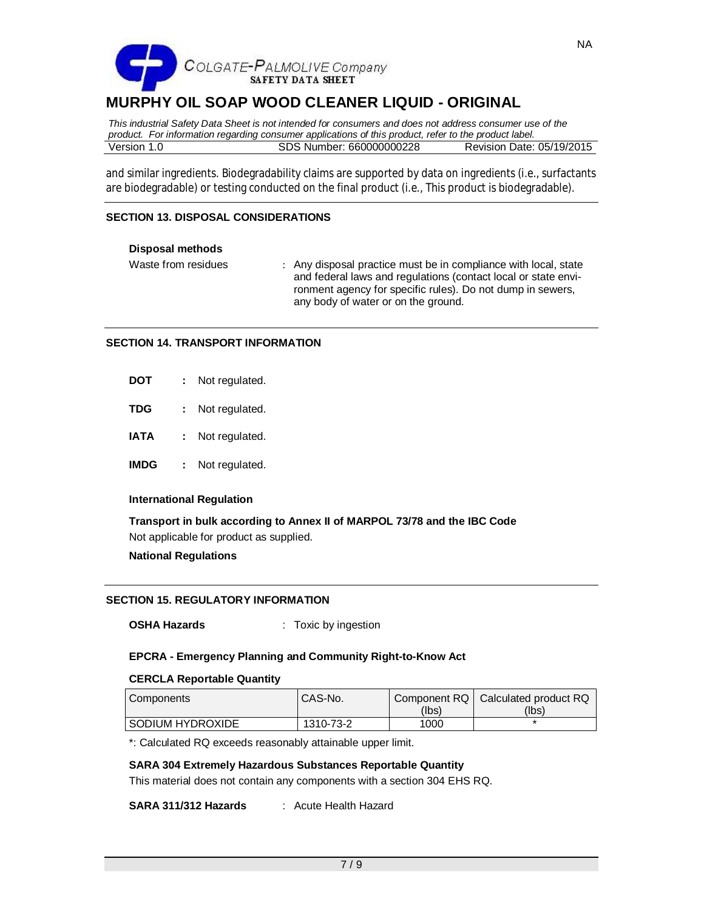and similar ingredients. Biodegradability claims are supported by data on ingredients (i.e., surfactants are biodegradable) or testing conducted on the final product (i.e., This product is biodegradable).

## SECTION 13. DISPOSAL CONSIDERATIONS

**Disposal methods**

Waste from residues : Any disposal practice must be in compliance with local, state and federal laws and regulations (contact local or state environment agency for specific rules). Do not dump in sewers, any body of water or on the ground.

## SECTION 14. TRANSPORT INFORMATION

**DOT** : Not regulated.

**TDG** : Not regulated.

**IATA** : Not regulated.

**IMDG** : Not regulated.

**International Regulation**

**Transport in bulk according to Annex II of MARPOL 73/78 and the IBC Code**

Not applicable for product as supplied.

**National Regulations**

## SECTION 15. REGULATORY INFORMATION

**OSHA Hazards** : Toxic by ingestion

**EPCRA - Emergency Planning and Community Right-to-Know Act**

**CERCLA Reportable Quantity**

| Components | CAS-No. | Component RQ (lbs) | Calculated product RQ (lbs) |
|---|---|---|---|
| SODIUM HYDROXIDE | 1310-73-2 | 1000 | * |

*: Calculated RQ exceeds reasonably attainable upper limit.

**SARA 304 Extremely Hazardous Substances Reportable Quantity**

This material does not contain any components with a section 304 EHS RQ.

**SARA 311/312 Hazards** : Acute Health Hazard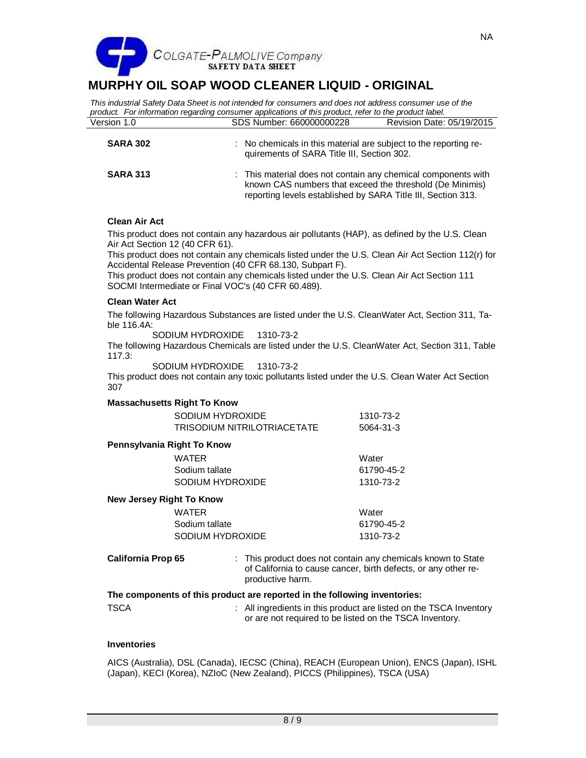**SARA 302** : No chemicals in this material are subject to the reporting requirements of SARA Title III, Section 302.

**SARA 313** : This material does not contain any chemical components with known CAS numbers that exceed the threshold (De Minimis) reporting levels established by SARA Title III, Section 313.

**Clean Air Act**

This product does not contain any hazardous air pollutants (HAP), as defined by the U.S. Clean Air Act Section 12 (40 CFR 61).
This product does not contain any chemicals listed under the U.S. Clean Air Act Section 112(r) for Accidental Release Prevention (40 CFR 68.130, Subpart F).
This product does not contain any chemicals listed under the U.S. Clean Air Act Section 111 SOCMI Intermediate or Final VOC's (40 CFR 60.489).

**Clean Water Act**

The following Hazardous Substances are listed under the U.S. CleanWater Act, Section 311, Table 116.4A:

SODIUM HYDROXIDE 1310-73-2

The following Hazardous Chemicals are listed under the U.S. CleanWater Act, Section 311, Table 117.3:

SODIUM HYDROXIDE 1310-73-2

This product does not contain any toxic pollutants listed under the U.S. Clean Water Act Section 307

**Massachusetts Right To Know**

| | |
|---|---|
| SODIUM HYDROXIDE | 1310-73-2 |
| TRISODIUM NITRILOTRIACETATE | 5064-31-3 |

**Pennsylvania Right To Know**

| | |
|---|---|
| WATER | Water |
| Sodium tallate | 61790-45-2 |
| SODIUM HYDROXIDE | 1310-73-2 |

**New Jersey Right To Know**

| | |
|---|---|
| WATER | Water |
| Sodium tallate | 61790-45-2 |
| SODIUM HYDROXIDE | 1310-73-2 |

**California Prop 65** : This product does not contain any chemicals known to State of California to cause cancer, birth defects, or any other reproductive harm.

**The components of this product are reported in the following inventories:**

TSCA : All ingredients in this product are listed on the TSCA Inventory or are not required to be listed on the TSCA Inventory.

**Inventories**

AICS (Australia), DSL (Canada), IECSC (China), REACH (European Union), ENCS (Japan), ISHL (Japan), KECI (Korea), NZIoC (New Zealand), PICCS (Philippines), TSCA (USA)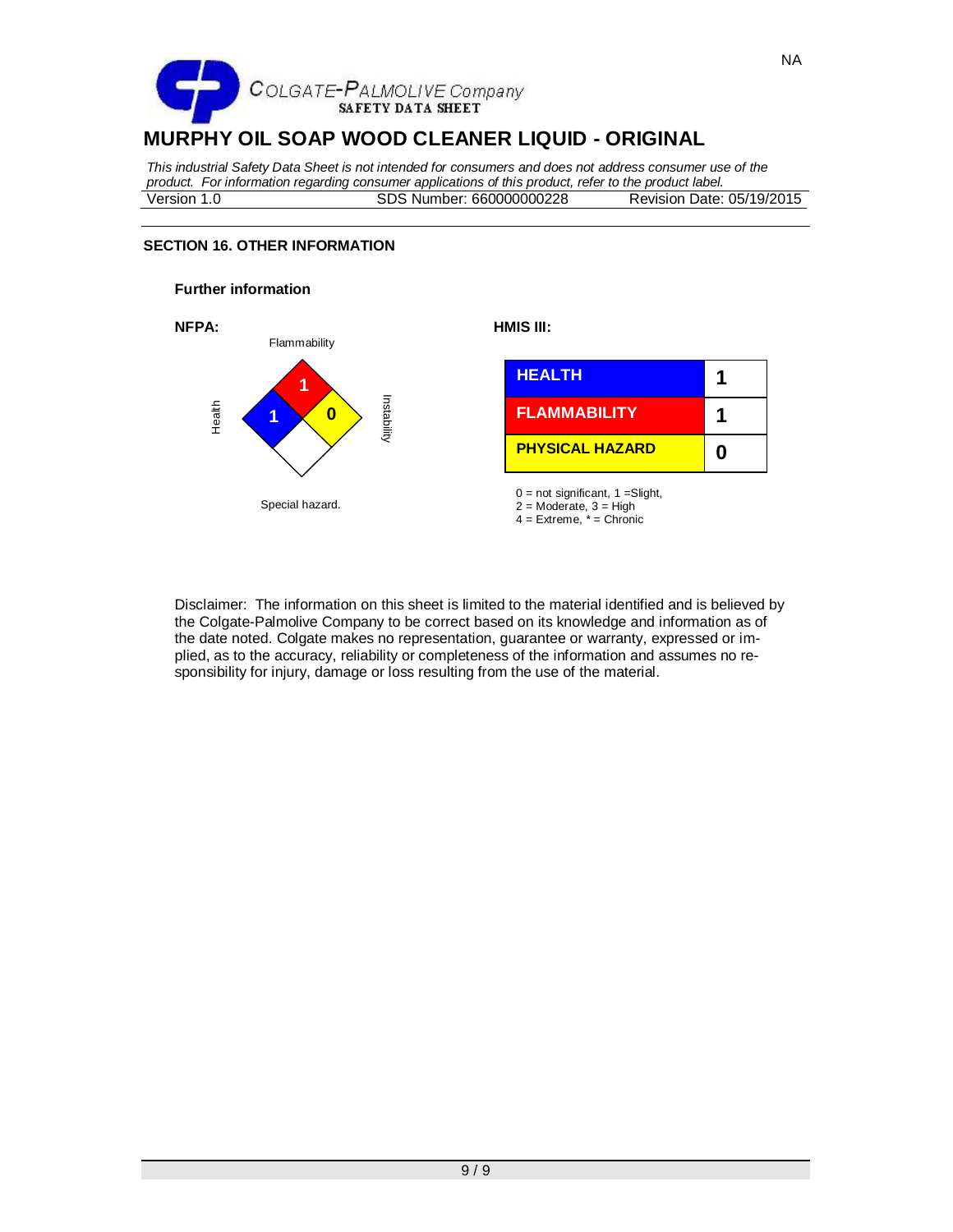## SECTION 16. OTHER INFORMATION

### Further information

**NFPA:**

Flammability

Health

Instability

1

1

0

Special hazard.

**HMIS III:**

| | |
|---|---|
| HEALTH | 1 |
| FLAMMABILITY | 1 |
| PHYSICAL HAZARD | 0 |

0 = not significant, 1 =Slight,
2 = Moderate, 3 = High
4 = Extreme, * = Chronic

Disclaimer: The information on this sheet is limited to the material identified and is believed by the Colgate-Palmolive Company to be correct based on its knowledge and information as of the date noted. Colgate makes no representation, guarantee or warranty, expressed or implied, as to the accuracy, reliability or completeness of the information and assumes no responsibility for injury, damage or loss resulting from the use of the material.